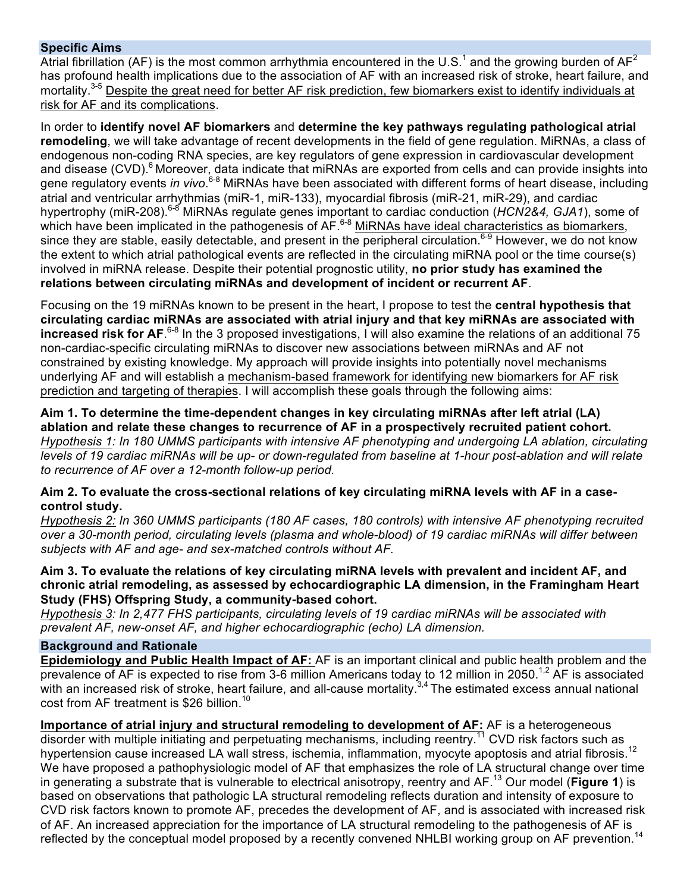## Specific Aims

Atrial fibrillation (AF) is the most common arrhythmia encountered in the U.S.[1] and the growing burden of AF[2] has profound health implications due to the association of AF with an increased risk of stroke, heart failure, and mortality.[3-5] Despite the great need for better AF risk prediction, few biomarkers exist to identify individuals at risk for AF and its complications.

In order to **identify novel AF biomarkers** and **determine the key pathways regulating pathological atrial remodeling**, we will take advantage of recent developments in the field of gene regulation. MiRNAs, a class of endogenous non-coding RNA species, are key regulators of gene expression in cardiovascular development and disease (CVD).[6] Moreover, data indicate that miRNAs are exported from cells and can provide insights into gene regulatory events *in vivo*.[6-8] MiRNAs have been associated with different forms of heart disease, including atrial and ventricular arrhythmias (miR-1, miR-133), myocardial fibrosis (miR-21, miR-29), and cardiac hypertrophy (miR-208).[6-8] MiRNAs regulate genes important to cardiac conduction (*HCN2&4, GJA1*), some of which have been implicated in the pathogenesis of AF.[6-8] MiRNAs have ideal characteristics as biomarkers, since they are stable, easily detectable, and present in the peripheral circulation.[6-9] However, we do not know the extent to which atrial pathological events are reflected in the circulating miRNA pool or the time course(s) involved in miRNA release. Despite their potential prognostic utility, **no prior study has examined the relations between circulating miRNAs and development of incident or recurrent AF**.

Focusing on the 19 miRNAs known to be present in the heart, I propose to test the **central hypothesis that circulating cardiac miRNAs are associated with atrial injury and that key miRNAs are associated with increased risk for AF**.[6-8] In the 3 proposed investigations, I will also examine the relations of an additional 75 non-cardiac-specific circulating miRNAs to discover new associations between miRNAs and AF not constrained by existing knowledge. My approach will provide insights into potentially novel mechanisms underlying AF and will establish a mechanism-based framework for identifying new biomarkers for AF risk prediction and targeting of therapies. I will accomplish these goals through the following aims:

**Aim 1. To determine the time-dependent changes in key circulating miRNAs after left atrial (LA) ablation and relate these changes to recurrence of AF in a prospectively recruited patient cohort.**
*Hypothesis 1: In 180 UMMS participants with intensive AF phenotyping and undergoing LA ablation, circulating levels of 19 cardiac miRNAs will be up- or down-regulated from baseline at 1-hour post-ablation and will relate to recurrence of AF over a 12-month follow-up period.*

**Aim 2. To evaluate the cross-sectional relations of key circulating miRNA levels with AF in a case-control study.**
*Hypothesis 2: In 360 UMMS participants (180 AF cases, 180 controls) with intensive AF phenotyping recruited over a 30-month period, circulating levels (plasma and whole-blood) of 19 cardiac miRNAs will differ between subjects with AF and age- and sex-matched controls without AF.*

**Aim 3. To evaluate the relations of key circulating miRNA levels with prevalent and incident AF, and chronic atrial remodeling, as assessed by echocardiographic LA dimension, in the Framingham Heart Study (FHS) Offspring Study, a community-based cohort.**
*Hypothesis 3: In 2,477 FHS participants, circulating levels of 19 cardiac miRNAs will be associated with prevalent AF, new-onset AF, and higher echocardiographic (echo) LA dimension.*

## Background and Rationale

**Epidemiology and Public Health Impact of AF:** AF is an important clinical and public health problem and the prevalence of AF is expected to rise from 3-6 million Americans today to 12 million in 2050.[1,2] AF is associated with an increased risk of stroke, heart failure, and all-cause mortality.[3,4] The estimated excess annual national cost from AF treatment is $26 billion.[10]

**Importance of atrial injury and structural remodeling to development of AF:** AF is a heterogeneous disorder with multiple initiating and perpetuating mechanisms, including reentry.[11] CVD risk factors such as hypertension cause increased LA wall stress, ischemia, inflammation, myocyte apoptosis and atrial fibrosis.[12] We have proposed a pathophysiologic model of AF that emphasizes the role of LA structural change over time in generating a substrate that is vulnerable to electrical anisotropy, reentry and AF.[13] Our model (**Figure 1**) is based on observations that pathologic LA structural remodeling reflects duration and intensity of exposure to CVD risk factors known to promote AF, precedes the development of AF, and is associated with increased risk of AF. An increased appreciation for the importance of LA structural remodeling to the pathogenesis of AF is reflected by the conceptual model proposed by a recently convened NHLBI working group on AF prevention.[14]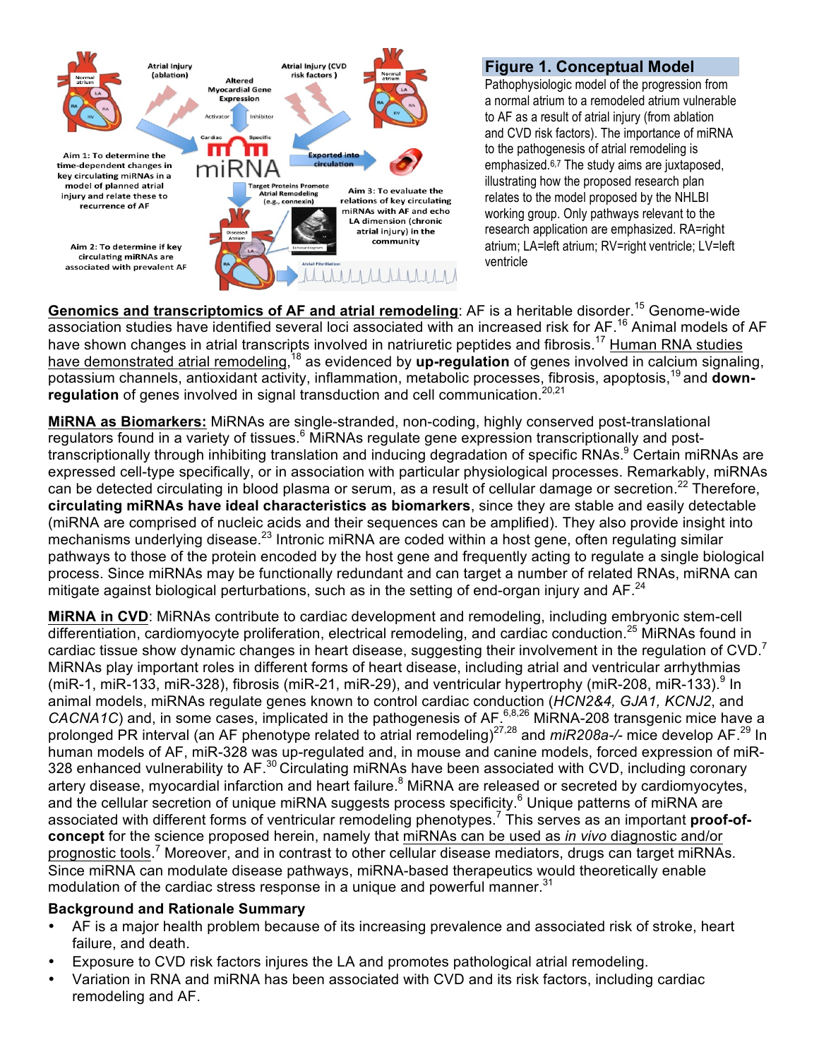**Figure 1. Conceptual Model**

Pathophysiologic model of the progression from a normal atrium to a remodeled atrium vulnerable to AF as a result of atrial injury (from ablation and CVD risk factors). The importance of miRNA to the pathogenesis of atrial remodeling is emphasized.[6,7] The study aims are juxtaposed, illustrating how the proposed research plan relates to the model proposed by the NHLBI working group. Only pathways relevant to the research application are emphasized. RA=right atrium; LA=left atrium; RV=right ventricle; LV=left ventricle

<u>**Genomics and transcriptomics of AF and atrial remodeling**</u>: AF is a heritable disorder.[15] Genome-wide association studies have identified several loci associated with an increased risk for AF.[16] Animal models of AF have shown changes in atrial transcripts involved in natriuretic peptides and fibrosis.[17] <u>Human RNA studies have demonstrated atrial remodeling</u>,[18] as evidenced by **up-regulation** of genes involved in calcium signaling, potassium channels, antioxidant activity, inflammation, metabolic processes, fibrosis, apoptosis,[19] and **down-regulation** of genes involved in signal transduction and cell communication.[20,21]

<u>**MiRNA as Biomarkers:**</u> MiRNAs are single-stranded, non-coding, highly conserved post-translational regulators found in a variety of tissues.[6] MiRNAs regulate gene expression transcriptionally and post-transcriptionally through inhibiting translation and inducing degradation of specific RNAs.[9] Certain miRNAs are expressed cell-type specifically, or in association with particular physiological processes. Remarkably, miRNAs can be detected circulating in blood plasma or serum, as a result of cellular damage or secretion.[22] Therefore, **circulating miRNAs have ideal characteristics as biomarkers**, since they are stable and easily detectable (miRNA are comprised of nucleic acids and their sequences can be amplified). They also provide insight into mechanisms underlying disease.[23] Intronic miRNA are coded within a host gene, often regulating similar pathways to those of the protein encoded by the host gene and frequently acting to regulate a single biological process. Since miRNAs may be functionally redundant and can target a number of related RNAs, miRNA can mitigate against biological perturbations, such as in the setting of end-organ injury and AF.[24]

<u>**MiRNA in CVD**</u>: MiRNAs contribute to cardiac development and remodeling, including embryonic stem-cell differentiation, cardiomyocyte proliferation, electrical remodeling, and cardiac conduction.[25] MiRNAs found in cardiac tissue show dynamic changes in heart disease, suggesting their involvement in the regulation of CVD.[7] MiRNAs play important roles in different forms of heart disease, including atrial and ventricular arrhythmias (miR-1, miR-133, miR-328), fibrosis (miR-21, miR-29), and ventricular hypertrophy (miR-208, miR-133).[9] In animal models, miRNAs regulate genes known to control cardiac conduction (*HCN2&4, GJA1, KCNJ2*, and *CACNA1C*) and, in some cases, implicated in the pathogenesis of AF.[6,8,26] MiRNA-208 transgenic mice have a prolonged PR interval (an AF phenotype related to atrial remodeling)[27,28] and *miR208a-/-* mice develop AF.[29] In human models of AF, miR-328 was up-regulated and, in mouse and canine models, forced expression of miR-328 enhanced vulnerability to AF.[30] Circulating miRNAs have been associated with CVD, including coronary artery disease, myocardial infarction and heart failure.[8] MiRNA are released or secreted by cardiomyocytes, and the cellular secretion of unique miRNA suggests process specificity.[6] Unique patterns of miRNA are associated with different forms of ventricular remodeling phenotypes.[7] This serves as an important **proof-of-concept** for the science proposed herein, namely that <u>miRNAs can be used as *in vivo* diagnostic and/or prognostic tools</u>.[7] Moreover, and in contrast to other cellular disease mediators, drugs can target miRNAs. Since miRNA can modulate disease pathways, miRNA-based therapeutics would theoretically enable modulation of the cardiac stress response in a unique and powerful manner.[31]

**Background and Rationale Summary**

- AF is a major health problem because of its increasing prevalence and associated risk of stroke, heart failure, and death.
- Exposure to CVD risk factors injures the LA and promotes pathological atrial remodeling.
- Variation in RNA and miRNA has been associated with CVD and its risk factors, including cardiac remodeling and AF.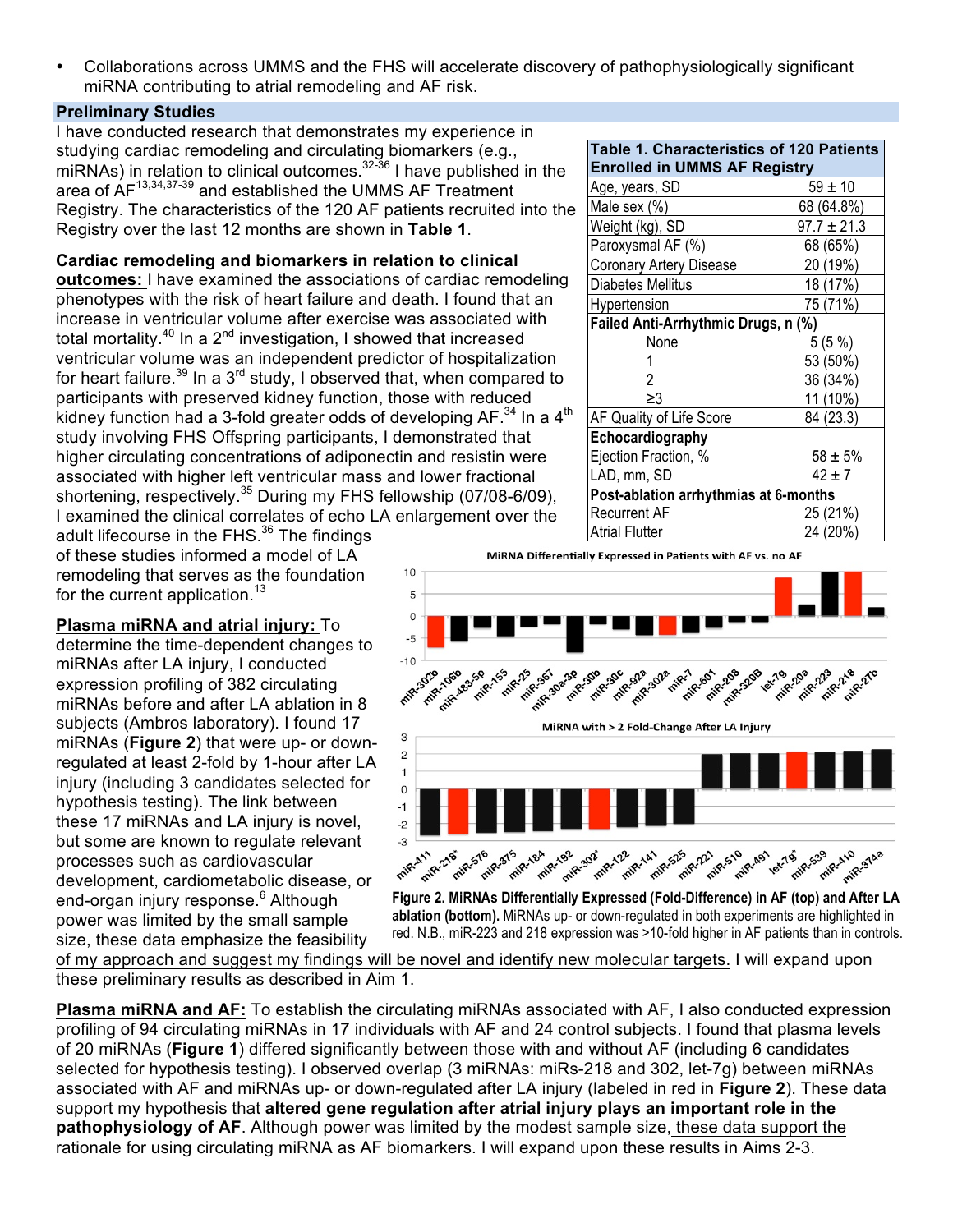- Collaborations across UMMS and the FHS will accelerate discovery of pathophysiologically significant miRNA contributing to atrial remodeling and AF risk.

## Preliminary Studies

I have conducted research that demonstrates my experience in studying cardiac remodeling and circulating biomarkers (e.g., miRNAs) in relation to clinical outcomes.[32-36] I have published in the area of AF[13,34,37-39] and established the UMMS AF Treatment Registry. The characteristics of the 120 AF patients recruited into the Registry over the last 12 months are shown in **Table 1**.

| **Table 1. Characteristics of 120 Patients Enrolled in UMMS AF Registry** | |
|---|---|
| Age, years, SD | 59 ± 10 |
| Male sex (%) | 68 (64.8%) |
| Weight (kg), SD | 97.7 ± 21.3 |
| Paroxysmal AF (%) | 68 (65%) |
| Coronary Artery Disease | 20 (19%) |
| Diabetes Mellitus | 18 (17%) |
| Hypertension | 75 (71%) |
| **Failed Anti-Arrhythmic Drugs, n (%)** | |
| None | 5 (5 %) |
| 1 | 53 (50%) |
| 2 | 36 (34%) |
| ≥3 | 11 (10%) |
| AF Quality of Life Score | 84 (23.3) |
| **Echocardiography** | |
| Ejection Fraction, % | 58 ± 5% |
| LAD, mm, SD | 42 ± 7 |
| **Post-ablation arrhythmias at 6-months** | |
| Recurrent AF | 25 (21%) |
| Atrial Flutter | 24 (20%) |

<u>**Cardiac remodeling and biomarkers in relation to clinical outcomes:**</u> I have examined the associations of cardiac remodeling phenotypes with the risk of heart failure and death. I found that an increase in ventricular volume after exercise was associated with total mortality.[40] In a 2[nd] investigation, I showed that increased ventricular volume was an independent predictor of hospitalization for heart failure.[39] In a 3[rd] study, I observed that, when compared to participants with preserved kidney function, those with reduced kidney function had a 3-fold greater odds of developing AF.[34] In a 4[th] study involving FHS Offspring participants, I demonstrated that higher circulating concentrations of adiponectin and resistin were associated with higher left ventricular mass and lower fractional shortening, respectively.[35] During my FHS fellowship (07/08-6/09), I examined the clinical correlates of echo LA enlargement over the adult lifecourse in the FHS.[36] The findings of these studies informed a model of LA remodeling that serves as the foundation for the current application.[13]

<u>**Plasma miRNA and atrial injury:**</u> To determine the time-dependent changes to miRNAs after LA injury, I conducted expression profiling of 382 circulating miRNAs before and after LA ablation in 8 subjects (Ambros laboratory). I found 17 miRNAs (**Figure 2**) that were up- or down-regulated at least 2-fold by 1-hour after LA injury (including 3 candidates selected for hypothesis testing). The link between these 17 miRNAs and LA injury is novel, but some are known to regulate relevant processes such as cardiovascular development, cardiometabolic disease, or end-organ injury response.[6] Although power was limited by the small sample size, <u>these data emphasize the feasibility of my approach and suggest my findings will be novel and identify new molecular targets.</u> I will expand upon these preliminary results as described in Aim 1.

**Figure 2. MiRNAs Differentially Expressed (Fold-Difference) in AF (top) and After LA ablation (bottom).** MiRNAs up- or down-regulated in both experiments are highlighted in red. N.B., miR-223 and 218 expression was >10-fold higher in AF patients than in controls.

<u>**Plasma miRNA and AF:**</u> To establish the circulating miRNAs associated with AF, I also conducted expression profiling of 94 circulating miRNAs in 17 individuals with AF and 24 control subjects. I found that plasma levels of 20 miRNAs (**Figure 1**) differed significantly between those with and without AF (including 6 candidates selected for hypothesis testing). I observed overlap (3 miRNAs: miRs-218 and 302, let-7g) between miRNAs associated with AF and miRNAs up- or down-regulated after LA injury (labeled in red in **Figure 2**). These data support my hypothesis that **altered gene regulation after atrial injury plays an important role in the pathophysiology of AF**. Although power was limited by the modest sample size, <u>these data support the rationale for using circulating miRNA as AF biomarkers</u>. I will expand upon these results in Aims 2-3.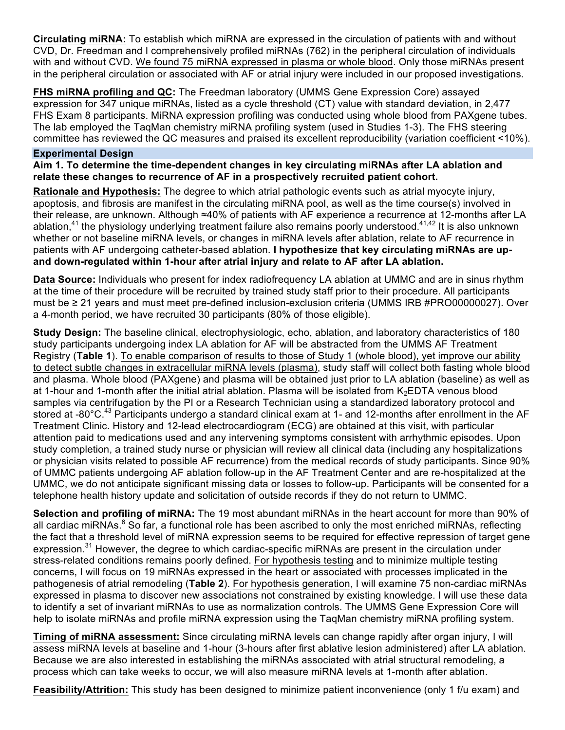**Circulating miRNA:** To establish which miRNA are expressed in the circulation of patients with and without CVD, Dr. Freedman and I comprehensively profiled miRNAs (762) in the peripheral circulation of individuals with and without CVD. We found 75 miRNA expressed in plasma or whole blood. Only those miRNAs present in the peripheral circulation or associated with AF or atrial injury were included in our proposed investigations.

**FHS miRNA profiling and QC:** The Freedman laboratory (UMMS Gene Expression Core) assayed expression for 347 unique miRNAs, listed as a cycle threshold (CT) value with standard deviation, in 2,477 FHS Exam 8 participants. MiRNA expression profiling was conducted using whole blood from PAXgene tubes. The lab employed the TaqMan chemistry miRNA profiling system (used in Studies 1-3). The FHS steering committee has reviewed the QC measures and praised its excellent reproducibility (variation coefficient <10%).

## Experimental Design

**Aim 1. To determine the time-dependent changes in key circulating miRNAs after LA ablation and relate these changes to recurrence of AF in a prospectively recruited patient cohort.**

**Rationale and Hypothesis:** The degree to which atrial pathologic events such as atrial myocyte injury, apoptosis, and fibrosis are manifest in the circulating miRNA pool, as well as the time course(s) involved in their release, are unknown. Although ≈40% of patients with AF experience a recurrence at 12-months after LA ablation,[41] the physiology underlying treatment failure also remains poorly understood.[41,42] It is also unknown whether or not baseline miRNA levels, or changes in miRNA levels after ablation, relate to AF recurrence in patients with AF undergoing catheter-based ablation. **I hypothesize that key circulating miRNAs are up- and down-regulated within 1-hour after atrial injury and relate to AF after LA ablation.**

**Data Source:** Individuals who present for index radiofrequency LA ablation at UMMC and are in sinus rhythm at the time of their procedure will be recruited by trained study staff prior to their procedure. All participants must be ≥ 21 years and must meet pre-defined inclusion-exclusion criteria (UMMS IRB #PRO00000027). Over a 4-month period, we have recruited 30 participants (80% of those eligible).

**Study Design:** The baseline clinical, electrophysiologic, echo, ablation, and laboratory characteristics of 180 study participants undergoing index LA ablation for AF will be abstracted from the UMMS AF Treatment Registry (**Table 1**). To enable comparison of results to those of Study 1 (whole blood), yet improve our ability to detect subtle changes in extracellular miRNA levels (plasma), study staff will collect both fasting whole blood and plasma. Whole blood (PAXgene) and plasma will be obtained just prior to LA ablation (baseline) as well as at 1-hour and 1-month after the initial atrial ablation. Plasma will be isolated from $K_2EDTA$ venous blood samples via centrifugation by the PI or a Research Technician using a standardized laboratory protocol and stored at -80°C.[43] Participants undergo a standard clinical exam at 1- and 12-months after enrollment in the AF Treatment Clinic. History and 12-lead electrocardiogram (ECG) are obtained at this visit, with particular attention paid to medications used and any intervening symptoms consistent with arrhythmic episodes. Upon study completion, a trained study nurse or physician will review all clinical data (including any hospitalizations or physician visits related to possible AF recurrence) from the medical records of study participants. Since 90% of UMMC patients undergoing AF ablation follow-up in the AF Treatment Center and are re-hospitalized at the UMMC, we do not anticipate significant missing data or losses to follow-up. Participants will be consented for a telephone health history update and solicitation of outside records if they do not return to UMMC.

**Selection and profiling of miRNA:** The 19 most abundant miRNAs in the heart account for more than 90% of all cardiac miRNAs.[6] So far, a functional role has been ascribed to only the most enriched miRNAs, reflecting the fact that a threshold level of miRNA expression seems to be required for effective repression of target gene expression.[31] However, the degree to which cardiac-specific miRNAs are present in the circulation under stress-related conditions remains poorly defined. For hypothesis testing and to minimize multiple testing concerns, I will focus on 19 miRNAs expressed in the heart or associated with processes implicated in the pathogenesis of atrial remodeling (**Table 2**). For hypothesis generation, I will examine 75 non-cardiac miRNAs expressed in plasma to discover new associations not constrained by existing knowledge. I will use these data to identify a set of invariant miRNAs to use as normalization controls. The UMMS Gene Expression Core will help to isolate miRNAs and profile miRNA expression using the TaqMan chemistry miRNA profiling system.

**Timing of miRNA assessment:** Since circulating miRNA levels can change rapidly after organ injury, I will assess miRNA levels at baseline and 1-hour (3-hours after first ablative lesion administered) after LA ablation. Because we are also interested in establishing the miRNAs associated with atrial structural remodeling, a process which can take weeks to occur, we will also measure miRNA levels at 1-month after ablation.

**Feasibility/Attrition:** This study has been designed to minimize patient inconvenience (only 1 f/u exam) and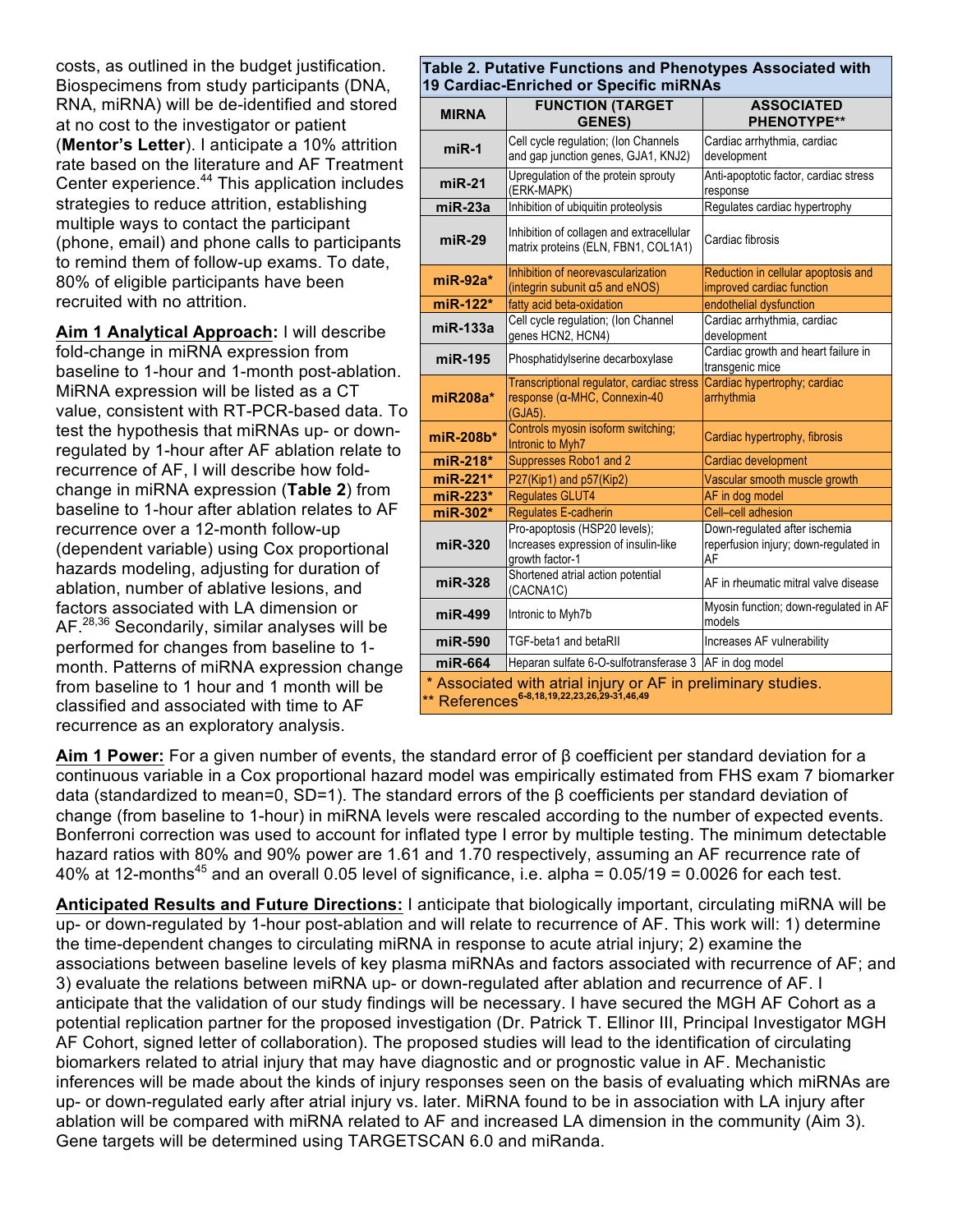costs, as outlined in the budget justification. Biospecimens from study participants (DNA, RNA, miRNA) will be de-identified and stored at no cost to the investigator or patient (**Mentor's Letter**). I anticipate a 10% attrition rate based on the literature and AF Treatment Center experience.[44] This application includes strategies to reduce attrition, establishing multiple ways to contact the participant (phone, email) and phone calls to participants to remind them of follow-up exams. To date, 80% of eligible participants have been recruited with no attrition.

**Aim 1 Analytical Approach:** I will describe fold-change in miRNA expression from baseline to 1-hour and 1-month post-ablation. MiRNA expression will be listed as a CT value, consistent with RT-PCR-based data. To test the hypothesis that miRNAs up- or down-regulated by 1-hour after AF ablation relate to recurrence of AF, I will describe how fold-change in miRNA expression (**Table 2**) from baseline to 1-hour after ablation relates to AF recurrence over a 12-month follow-up (dependent variable) using Cox proportional hazards modeling, adjusting for duration of ablation, number of ablative lesions, and factors associated with LA dimension or AF.[28,36] Secondarily, similar analyses will be performed for changes from baseline to 1-month. Patterns of miRNA expression change from baseline to 1 hour and 1 month will be classified and associated with time to AF recurrence as an exploratory analysis.

**Table 2. Putative Functions and Phenotypes Associated with 19 Cardiac-Enriched or Specific miRNAs**

| MIRNA | FUNCTION (TARGET GENES) | ASSOCIATED PHENOTYPE** |
|---|---|---|
| miR-1 | Cell cycle regulation; (Ion Channels and gap junction genes, GJA1, KNJ2) | Cardiac arrhythmia, cardiac development |
| miR-21 | Upregulation of the protein sprouty (ERK-MAPK) | Anti-apoptotic factor, cardiac stress response |
| miR-23a | Inhibition of ubiquitin proteolysis | Regulates cardiac hypertrophy |
| miR-29 | Inhibition of collagen and extracellular matrix proteins (ELN, FBN1, COL1A1) | Cardiac fibrosis |
| miR-92a* | Inhibition of neorevascularization (integrin subunit $\alpha 5$ and eNOS) | Reduction in cellular apoptosis and improved cardiac function |
| miR-122* | fatty acid beta-oxidation | endothelial dysfunction |
| miR-133a | Cell cycle regulation; (Ion Channel genes HCN2, HCN4) | Cardiac arrhythmia, cardiac development |
| miR-195 | Phosphatidylserine decarboxylase | Cardiac growth and heart failure in transgenic mice |
| miR208a* | Transcriptional regulator, cardiac stress response ($\alpha$-MHC, Connexin-40 (GJA5). | Cardiac hypertrophy; cardiac arrhythmia |
| miR-208b* | Controls myosin isoform switching; Intronic to Myh7 | Cardiac hypertrophy, fibrosis |
| miR-218* | Suppresses Robo1 and 2 | Cardiac development |
| miR-221* | P27(Kip1) and p57(Kip2) | Vascular smooth muscle growth |
| miR-223* | Regulates GLUT4 | AF in dog model |
| miR-302* | Regulates E-cadherin | Cell–cell adhesion |
| miR-320 | Pro-apoptosis (HSP20 levels); Increases expression of insulin-like growth factor-1 | Down-regulated after ischemia reperfusion injury; down-regulated in AF |
| miR-328 | Shortened atrial action potential (CACNA1C) | AF in rheumatic mitral valve disease |
| miR-499 | Intronic to Myh7b | Myosin function; down-regulated in AF models |
| miR-590 | TGF-beta1 and betaRII | Increases AF vulnerability |
| miR-664 | Heparan sulfate 6-O-sulfotransferase 3 | AF in dog model |

\* Associated with atrial injury or AF in preliminary studies.
\** References[6-8,18,19,22,23,26,29-31,46,49]

**Aim 1 Power:** For a given number of events, the standard error of β coefficient per standard deviation for a continuous variable in a Cox proportional hazard model was empirically estimated from FHS exam 7 biomarker data (standardized to mean=0, SD=1). The standard errors of the β coefficients per standard deviation of change (from baseline to 1-hour) in miRNA levels were rescaled according to the number of expected events. Bonferroni correction was used to account for inflated type I error by multiple testing. The minimum detectable hazard ratios with 80% and 90% power are 1.61 and 1.70 respectively, assuming an AF recurrence rate of 40% at 12-months[45] and an overall 0.05 level of significance, i.e. alpha = 0.05/19 = 0.0026 for each test.

**Anticipated Results and Future Directions:** I anticipate that biologically important, circulating miRNA will be up- or down-regulated by 1-hour post-ablation and will relate to recurrence of AF. This work will: 1) determine the time-dependent changes to circulating miRNA in response to acute atrial injury; 2) examine the associations between baseline levels of key plasma miRNAs and factors associated with recurrence of AF; and 3) evaluate the relations between miRNA up- or down-regulated after ablation and recurrence of AF. I anticipate that the validation of our study findings will be necessary. I have secured the MGH AF Cohort as a potential replication partner for the proposed investigation (Dr. Patrick T. Ellinor III, Principal Investigator MGH AF Cohort, signed letter of collaboration). The proposed studies will lead to the identification of circulating biomarkers related to atrial injury that may have diagnostic and or prognostic value in AF. Mechanistic inferences will be made about the kinds of injury responses seen on the basis of evaluating which miRNAs are up- or down-regulated early after atrial injury vs. later. MiRNA found to be in association with LA injury after ablation will be compared with miRNA related to AF and increased LA dimension in the community (Aim 3). Gene targets will be determined using TARGETSCAN 6.0 and miRanda.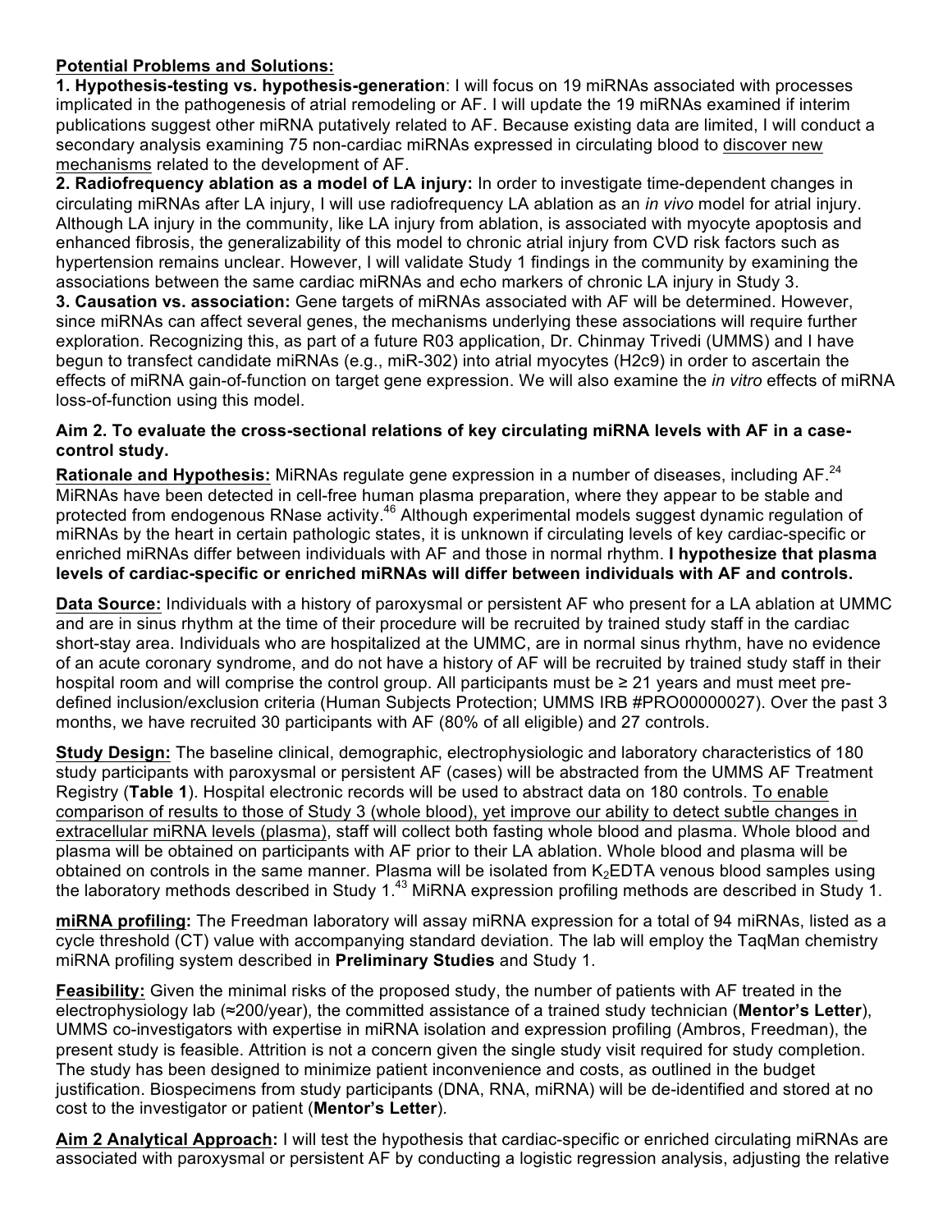**Potential Problems and Solutions:**

**1. Hypothesis-testing vs. hypothesis-generation**: I will focus on 19 miRNAs associated with processes implicated in the pathogenesis of atrial remodeling or AF. I will update the 19 miRNAs examined if interim publications suggest other miRNA putatively related to AF. Because existing data are limited, I will conduct a secondary analysis examining 75 non-cardiac miRNAs expressed in circulating blood to discover new mechanisms related to the development of AF.

**2. Radiofrequency ablation as a model of LA injury:** In order to investigate time-dependent changes in circulating miRNAs after LA injury, I will use radiofrequency LA ablation as an *in vivo* model for atrial injury. Although LA injury in the community, like LA injury from ablation, is associated with myocyte apoptosis and enhanced fibrosis, the generalizability of this model to chronic atrial injury from CVD risk factors such as hypertension remains unclear. However, I will validate Study 1 findings in the community by examining the associations between the same cardiac miRNAs and echo markers of chronic LA injury in Study 3.

**3. Causation vs. association:** Gene targets of miRNAs associated with AF will be determined. However, since miRNAs can affect several genes, the mechanisms underlying these associations will require further exploration. Recognizing this, as part of a future R03 application, Dr. Chinmay Trivedi (UMMS) and I have begun to transfect candidate miRNAs (e.g., miR-302) into atrial myocytes (H2c9) in order to ascertain the effects of miRNA gain-of-function on target gene expression. We will also examine the *in vitro* effects of miRNA loss-of-function using this model.

**Aim 2. To evaluate the cross-sectional relations of key circulating miRNA levels with AF in a case-control study.**

**Rationale and Hypothesis:** MiRNAs regulate gene expression in a number of diseases, including AF.[24] MiRNAs have been detected in cell-free human plasma preparation, where they appear to be stable and protected from endogenous RNase activity.[46] Although experimental models suggest dynamic regulation of miRNAs by the heart in certain pathologic states, it is unknown if circulating levels of key cardiac-specific or enriched miRNAs differ between individuals with AF and those in normal rhythm. **I hypothesize that plasma levels of cardiac-specific or enriched miRNAs will differ between individuals with AF and controls.**

**Data Source:** Individuals with a history of paroxysmal or persistent AF who present for a LA ablation at UMMC and are in sinus rhythm at the time of their procedure will be recruited by trained study staff in the cardiac short-stay area. Individuals who are hospitalized at the UMMC, are in normal sinus rhythm, have no evidence of an acute coronary syndrome, and do not have a history of AF will be recruited by trained study staff in their hospital room and will comprise the control group. All participants must be ≥ 21 years and must meet pre-defined inclusion/exclusion criteria (Human Subjects Protection; UMMS IRB #PRO00000027). Over the past 3 months, we have recruited 30 participants with AF (80% of all eligible) and 27 controls.

**Study Design:** The baseline clinical, demographic, electrophysiologic and laboratory characteristics of 180 study participants with paroxysmal or persistent AF (cases) will be abstracted from the UMMS AF Treatment Registry (**Table 1**). Hospital electronic records will be used to abstract data on 180 controls. To enable comparison of results to those of Study 3 (whole blood), yet improve our ability to detect subtle changes in extracellular miRNA levels (plasma), staff will collect both fasting whole blood and plasma. Whole blood and plasma will be obtained on participants with AF prior to their LA ablation. Whole blood and plasma will be obtained on controls in the same manner. Plasma will be isolated from $K_2EDTA$ venous blood samples using the laboratory methods described in Study 1.[43] MiRNA expression profiling methods are described in Study 1.

**miRNA profiling:** The Freedman laboratory will assay miRNA expression for a total of 94 miRNAs, listed as a cycle threshold (CT) value with accompanying standard deviation. The lab will employ the TaqMan chemistry miRNA profiling system described in **Preliminary Studies** and Study 1.

**Feasibility:** Given the minimal risks of the proposed study, the number of patients with AF treated in the electrophysiology lab (≈200/year), the committed assistance of a trained study technician (**Mentor's Letter**), UMMS co-investigators with expertise in miRNA isolation and expression profiling (Ambros, Freedman), the present study is feasible. Attrition is not a concern given the single study visit required for study completion. The study has been designed to minimize patient inconvenience and costs, as outlined in the budget justification. Biospecimens from study participants (DNA, RNA, miRNA) will be de-identified and stored at no cost to the investigator or patient (**Mentor's Letter**).

**Aim 2 Analytical Approach:** I will test the hypothesis that cardiac-specific or enriched circulating miRNAs are associated with paroxysmal or persistent AF by conducting a logistic regression analysis, adjusting the relative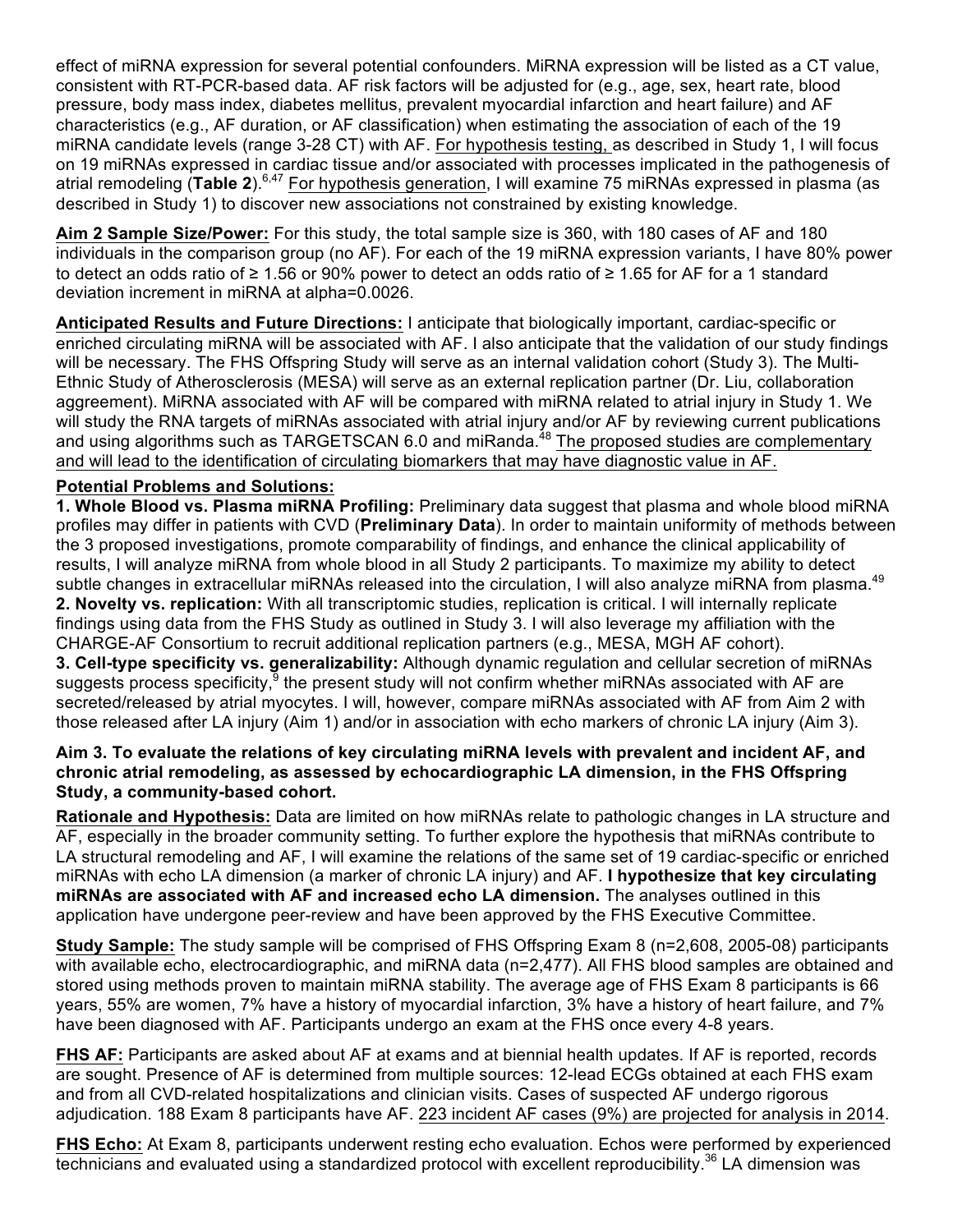effect of miRNA expression for several potential confounders. MiRNA expression will be listed as a CT value, consistent with RT-PCR-based data. AF risk factors will be adjusted for (e.g., age, sex, heart rate, blood pressure, body mass index, diabetes mellitus, prevalent myocardial infarction and heart failure) and AF characteristics (e.g., AF duration, or AF classification) when estimating the association of each of the 19 miRNA candidate levels (range 3-28 CT) with AF. For hypothesis testing, as described in Study 1, I will focus on 19 miRNAs expressed in cardiac tissue and/or associated with processes implicated in the pathogenesis of atrial remodeling (**Table 2**).[6,47] For hypothesis generation, I will examine 75 miRNAs expressed in plasma (as described in Study 1) to discover new associations not constrained by existing knowledge.

**Aim 2 Sample Size/Power:** For this study, the total sample size is 360, with 180 cases of AF and 180 individuals in the comparison group (no AF). For each of the 19 miRNA expression variants, I have 80% power to detect an odds ratio of ≥ 1.56 or 90% power to detect an odds ratio of ≥ 1.65 for AF for a 1 standard deviation increment in miRNA at alpha=0.0026.

**Anticipated Results and Future Directions:** I anticipate that biologically important, cardiac-specific or enriched circulating miRNA will be associated with AF. I also anticipate that the validation of our study findings will be necessary. The FHS Offspring Study will serve as an internal validation cohort (Study 3). The Multi-Ethnic Study of Atherosclerosis (MESA) will serve as an external replication partner (Dr. Liu, collaboration aggreement). MiRNA associated with AF will be compared with miRNA related to atrial injury in Study 1. We will study the RNA targets of miRNAs associated with atrial injury and/or AF by reviewing current publications and using algorithms such as TARGETSCAN 6.0 and miRanda.[48] The proposed studies are complementary and will lead to the identification of circulating biomarkers that may have diagnostic value in AF.

**Potential Problems and Solutions:**

**1. Whole Blood vs. Plasma miRNA Profiling:** Preliminary data suggest that plasma and whole blood miRNA profiles may differ in patients with CVD (**Preliminary Data**). In order to maintain uniformity of methods between the 3 proposed investigations, promote comparability of findings, and enhance the clinical applicability of results, I will analyze miRNA from whole blood in all Study 2 participants. To maximize my ability to detect subtle changes in extracellular miRNAs released into the circulation, I will also analyze miRNA from plasma.[49]

**2. Novelty vs. replication:** With all transcriptomic studies, replication is critical. I will internally replicate findings using data from the FHS Study as outlined in Study 3. I will also leverage my affiliation with the CHARGE-AF Consortium to recruit additional replication partners (e.g., MESA, MGH AF cohort).

**3. Cell-type specificity vs. generalizability:** Although dynamic regulation and cellular secretion of miRNAs suggests process specificity,[9] the present study will not confirm whether miRNAs associated with AF are secreted/released by atrial myocytes. I will, however, compare miRNAs associated with AF from Aim 2 with those released after LA injury (Aim 1) and/or in association with echo markers of chronic LA injury (Aim 3).

**Aim 3. To evaluate the relations of key circulating miRNA levels with prevalent and incident AF, and chronic atrial remodeling, as assessed by echocardiographic LA dimension, in the FHS Offspring Study, a community-based cohort.**

**Rationale and Hypothesis:** Data are limited on how miRNAs relate to pathologic changes in LA structure and AF, especially in the broader community setting. To further explore the hypothesis that miRNAs contribute to LA structural remodeling and AF, I will examine the relations of the same set of 19 cardiac-specific or enriched miRNAs with echo LA dimension (a marker of chronic LA injury) and AF. **I hypothesize that key circulating miRNAs are associated with AF and increased echo LA dimension.** The analyses outlined in this application have undergone peer-review and have been approved by the FHS Executive Committee.

**Study Sample:** The study sample will be comprised of FHS Offspring Exam 8 (n=2,608, 2005-08) participants with available echo, electrocardiographic, and miRNA data (n=2,477). All FHS blood samples are obtained and stored using methods proven to maintain miRNA stability. The average age of FHS Exam 8 participants is 66 years, 55% are women, 7% have a history of myocardial infarction, 3% have a history of heart failure, and 7% have been diagnosed with AF. Participants undergo an exam at the FHS once every 4-8 years.

**FHS AF:** Participants are asked about AF at exams and at biennial health updates. If AF is reported, records are sought. Presence of AF is determined from multiple sources: 12-lead ECGs obtained at each FHS exam and from all CVD-related hospitalizations and clinician visits. Cases of suspected AF undergo rigorous adjudication. 188 Exam 8 participants have AF. 223 incident AF cases (9%) are projected for analysis in 2014.

**FHS Echo:** At Exam 8, participants underwent resting echo evaluation. Echos were performed by experienced technicians and evaluated using a standardized protocol with excellent reproducibility.[36] LA dimension was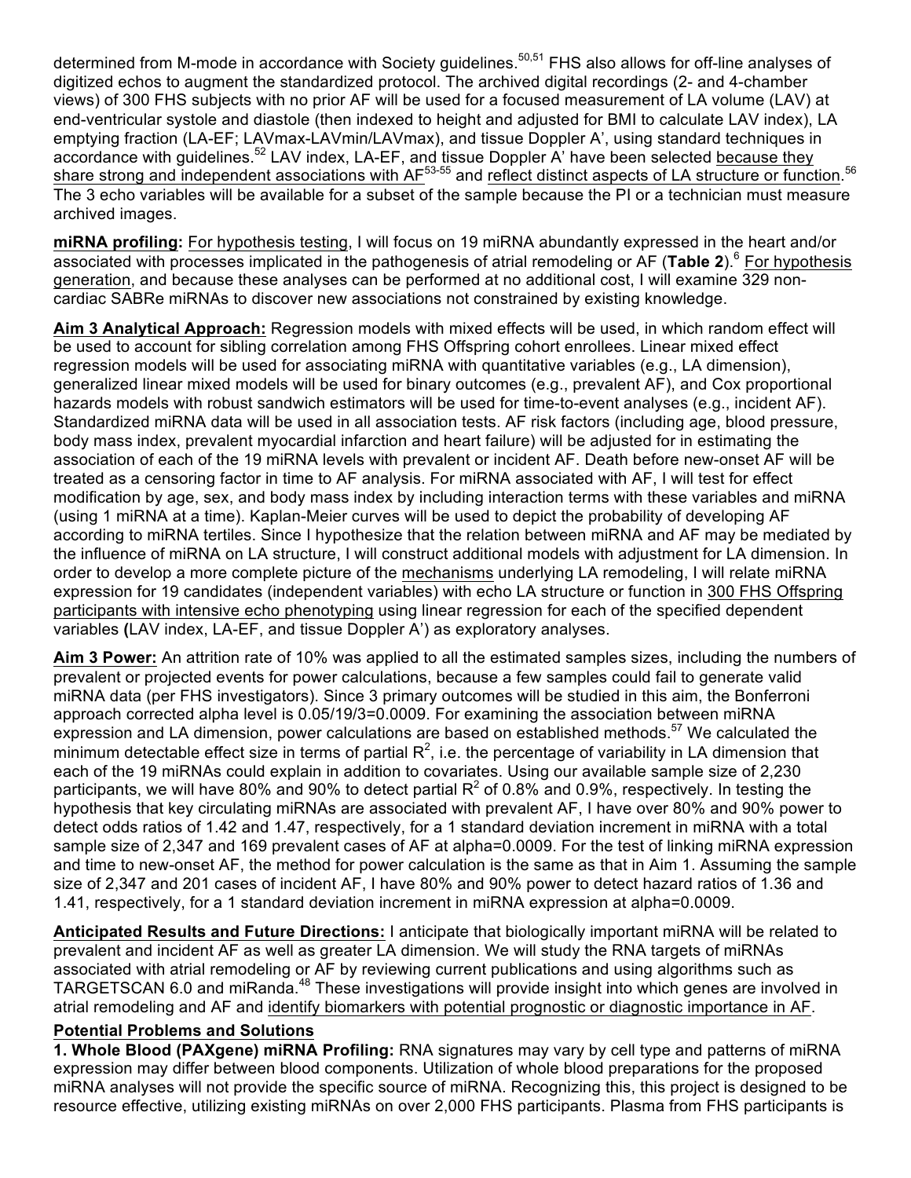determined from M-mode in accordance with Society guidelines.[50,51] FHS also allows for off-line analyses of digitized echos to augment the standardized protocol. The archived digital recordings (2- and 4-chamber views) of 300 FHS subjects with no prior AF will be used for a focused measurement of LA volume (LAV) at end-ventricular systole and diastole (then indexed to height and adjusted for BMI to calculate LAV index), LA emptying fraction (LA-EF; LAVmax-LAVmin/LAVmax), and tissue Doppler A', using standard techniques in accordance with guidelines.[52] LAV index, LA-EF, and tissue Doppler A' have been selected because they share strong and independent associations with AF[53-55] and reflect distinct aspects of LA structure or function.[56] The 3 echo variables will be available for a subset of the sample because the PI or a technician must measure archived images.

**miRNA profiling:** For hypothesis testing, I will focus on 19 miRNA abundantly expressed in the heart and/or associated with processes implicated in the pathogenesis of atrial remodeling or AF (**Table 2**).[6] For hypothesis generation, and because these analyses can be performed at no additional cost, I will examine 329 non-cardiac SABRe miRNAs to discover new associations not constrained by existing knowledge.

**Aim 3 Analytical Approach:** Regression models with mixed effects will be used, in which random effect will be used to account for sibling correlation among FHS Offspring cohort enrollees. Linear mixed effect regression models will be used for associating miRNA with quantitative variables (e.g., LA dimension), generalized linear mixed models will be used for binary outcomes (e.g., prevalent AF), and Cox proportional hazards models with robust sandwich estimators will be used for time-to-event analyses (e.g., incident AF). Standardized miRNA data will be used in all association tests. AF risk factors (including age, blood pressure, body mass index, prevalent myocardial infarction and heart failure) will be adjusted for in estimating the association of each of the 19 miRNA levels with prevalent or incident AF. Death before new-onset AF will be treated as a censoring factor in time to AF analysis. For miRNA associated with AF, I will test for effect modification by age, sex, and body mass index by including interaction terms with these variables and miRNA (using 1 miRNA at a time). Kaplan-Meier curves will be used to depict the probability of developing AF according to miRNA tertiles. Since I hypothesize that the relation between miRNA and AF may be mediated by the influence of miRNA on LA structure, I will construct additional models with adjustment for LA dimension. In order to develop a more complete picture of the mechanisms underlying LA remodeling, I will relate miRNA expression for 19 candidates (independent variables) with echo LA structure or function in 300 FHS Offspring participants with intensive echo phenotyping using linear regression for each of the specified dependent variables **(**LAV index, LA-EF, and tissue Doppler A') as exploratory analyses.

**Aim 3 Power:** An attrition rate of 10% was applied to all the estimated samples sizes, including the numbers of prevalent or projected events for power calculations, because a few samples could fail to generate valid miRNA data (per FHS investigators). Since 3 primary outcomes will be studied in this aim, the Bonferroni approach corrected alpha level is 0.05/19/3=0.0009. For examining the association between miRNA expression and LA dimension, power calculations are based on established methods.[57] We calculated the minimum detectable effect size in terms of partial $R^2$, i.e. the percentage of variability in LA dimension that each of the 19 miRNAs could explain in addition to covariates. Using our available sample size of 2,230 participants, we will have 80% and 90% to detect partial $R^2$ of 0.8% and 0.9%, respectively. In testing the hypothesis that key circulating miRNAs are associated with prevalent AF, I have over 80% and 90% power to detect odds ratios of 1.42 and 1.47, respectively, for a 1 standard deviation increment in miRNA with a total sample size of 2,347 and 169 prevalent cases of AF at alpha=0.0009. For the test of linking miRNA expression and time to new-onset AF, the method for power calculation is the same as that in Aim 1. Assuming the sample size of 2,347 and 201 cases of incident AF, I have 80% and 90% power to detect hazard ratios of 1.36 and 1.41, respectively, for a 1 standard deviation increment in miRNA expression at alpha=0.0009.

**Anticipated Results and Future Directions:** I anticipate that biologically important miRNA will be related to prevalent and incident AF as well as greater LA dimension. We will study the RNA targets of miRNAs associated with atrial remodeling or AF by reviewing current publications and using algorithms such as TARGETSCAN 6.0 and miRanda.[48] These investigations will provide insight into which genes are involved in atrial remodeling and AF and identify biomarkers with potential prognostic or diagnostic importance in AF.

**Potential Problems and Solutions**

**1. Whole Blood (PAXgene) miRNA Profiling:** RNA signatures may vary by cell type and patterns of miRNA expression may differ between blood components. Utilization of whole blood preparations for the proposed miRNA analyses will not provide the specific source of miRNA. Recognizing this, this project is designed to be resource effective, utilizing existing miRNAs on over 2,000 FHS participants. Plasma from FHS participants is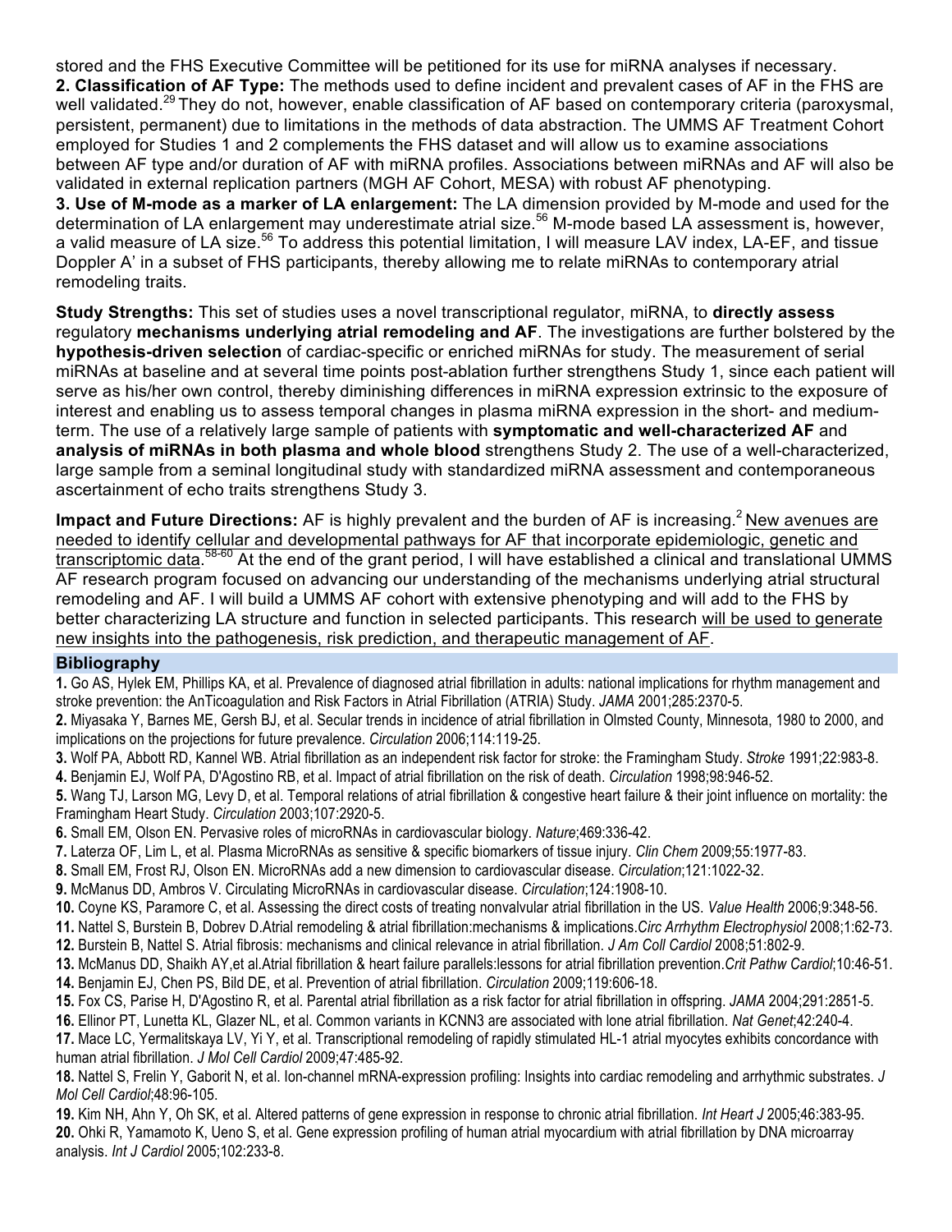stored and the FHS Executive Committee will be petitioned for its use for miRNA analyses if necessary.

**2. Classification of AF Type:** The methods used to define incident and prevalent cases of AF in the FHS are well validated.[29] They do not, however, enable classification of AF based on contemporary criteria (paroxysmal, persistent, permanent) due to limitations in the methods of data abstraction. The UMMS AF Treatment Cohort employed for Studies 1 and 2 complements the FHS dataset and will allow us to examine associations between AF type and/or duration of AF with miRNA profiles. Associations between miRNAs and AF will also be validated in external replication partners (MGH AF Cohort, MESA) with robust AF phenotyping.

**3. Use of M-mode as a marker of LA enlargement:** The LA dimension provided by M-mode and used for the determination of LA enlargement may underestimate atrial size.[56] M-mode based LA assessment is, however, a valid measure of LA size.[56] To address this potential limitation, I will measure LAV index, LA-EF, and tissue Doppler A' in a subset of FHS participants, thereby allowing me to relate miRNAs to contemporary atrial remodeling traits.

**Study Strengths:** This set of studies uses a novel transcriptional regulator, miRNA, to **directly assess** regulatory **mechanisms underlying atrial remodeling and AF**. The investigations are further bolstered by the **hypothesis-driven selection** of cardiac-specific or enriched miRNAs for study. The measurement of serial miRNAs at baseline and at several time points post-ablation further strengthens Study 1, since each patient will serve as his/her own control, thereby diminishing differences in miRNA expression extrinsic to the exposure of interest and enabling us to assess temporal changes in plasma miRNA expression in the short- and medium-term. The use of a relatively large sample of patients with **symptomatic and well-characterized AF** and **analysis of miRNAs in both plasma and whole blood** strengthens Study 2. The use of a well-characterized, large sample from a seminal longitudinal study with standardized miRNA assessment and contemporaneous ascertainment of echo traits strengthens Study 3.

**Impact and Future Directions:** AF is highly prevalent and the burden of AF is increasing.[2] New avenues are needed to identify cellular and developmental pathways for AF that incorporate epidemiologic, genetic and transcriptomic data.[58-60] At the end of the grant period, I will have established a clinical and translational UMMS AF research program focused on advancing our understanding of the mechanisms underlying atrial structural remodeling and AF. I will build a UMMS AF cohort with extensive phenotyping and will add to the FHS by better characterizing LA structure and function in selected participants. This research will be used to generate new insights into the pathogenesis, risk prediction, and therapeutic management of AF.

## Bibliography

**1.** Go AS, Hylek EM, Phillips KA, et al. Prevalence of diagnosed atrial fibrillation in adults: national implications for rhythm management and stroke prevention: the AnTicoagulation and Risk Factors in Atrial Fibrillation (ATRIA) Study. *JAMA* 2001;285:2370-5.

**2.** Miyasaka Y, Barnes ME, Gersh BJ, et al. Secular trends in incidence of atrial fibrillation in Olmsted County, Minnesota, 1980 to 2000, and implications on the projections for future prevalence. *Circulation* 2006;114:119-25.

**3.** Wolf PA, Abbott RD, Kannel WB. Atrial fibrillation as an independent risk factor for stroke: the Framingham Study. *Stroke* 1991;22:983-8.

**4.** Benjamin EJ, Wolf PA, D'Agostino RB, et al. Impact of atrial fibrillation on the risk of death. *Circulation* 1998;98:946-52.

**5.** Wang TJ, Larson MG, Levy D, et al. Temporal relations of atrial fibrillation & congestive heart failure & their joint influence on mortality: the Framingham Heart Study. *Circulation* 2003;107:2920-5.

**6.** Small EM, Olson EN. Pervasive roles of microRNAs in cardiovascular biology. *Nature*;469:336-42.

**7.** Laterza OF, Lim L, et al. Plasma MicroRNAs as sensitive & specific biomarkers of tissue injury. *Clin Chem* 2009;55:1977-83.

**8.** Small EM, Frost RJ, Olson EN. MicroRNAs add a new dimension to cardiovascular disease. *Circulation*;121:1022-32.

**9.** McManus DD, Ambros V. Circulating MicroRNAs in cardiovascular disease. *Circulation*;124:1908-10.

**10.** Coyne KS, Paramore C, et al. Assessing the direct costs of treating nonvalvular atrial fibrillation in the US. *Value Health* 2006;9:348-56.

**11.** Nattel S, Burstein B, Dobrev D.Atrial remodeling & atrial fibrillation:mechanisms & implications.*Circ Arrhythm Electrophysiol* 2008;1:62-73.

**12.** Burstein B, Nattel S. Atrial fibrosis: mechanisms and clinical relevance in atrial fibrillation. *J Am Coll Cardiol* 2008;51:802-9.

**13.** McManus DD, Shaikh AY,et al.Atrial fibrillation & heart failure parallels:lessons for atrial fibrillation prevention.*Crit Pathw Cardiol*;10:46-51.

**14.** Benjamin EJ, Chen PS, Bild DE, et al. Prevention of atrial fibrillation. *Circulation* 2009;119:606-18.

**15.** Fox CS, Parise H, D'Agostino R, et al. Parental atrial fibrillation as a risk factor for atrial fibrillation in offspring. *JAMA* 2004;291:2851-5.

**16.** Ellinor PT, Lunetta KL, Glazer NL, et al. Common variants in KCNN3 are associated with lone atrial fibrillation. *Nat Genet*;42:240-4.

**17.** Mace LC, Yermalitskaya LV, Yi Y, et al. Transcriptional remodeling of rapidly stimulated HL-1 atrial myocytes exhibits concordance with human atrial fibrillation. *J Mol Cell Cardiol* 2009;47:485-92.

**18.** Nattel S, Frelin Y, Gaborit N, et al. Ion-channel mRNA-expression profiling: Insights into cardiac remodeling and arrhythmic substrates. *J Mol Cell Cardiol*;48:96-105.

**19.** Kim NH, Ahn Y, Oh SK, et al. Altered patterns of gene expression in response to chronic atrial fibrillation. *Int Heart J* 2005;46:383-95.

**20.** Ohki R, Yamamoto K, Ueno S, et al. Gene expression profiling of human atrial myocardium with atrial fibrillation by DNA microarray analysis. *Int J Cardiol* 2005;102:233-8.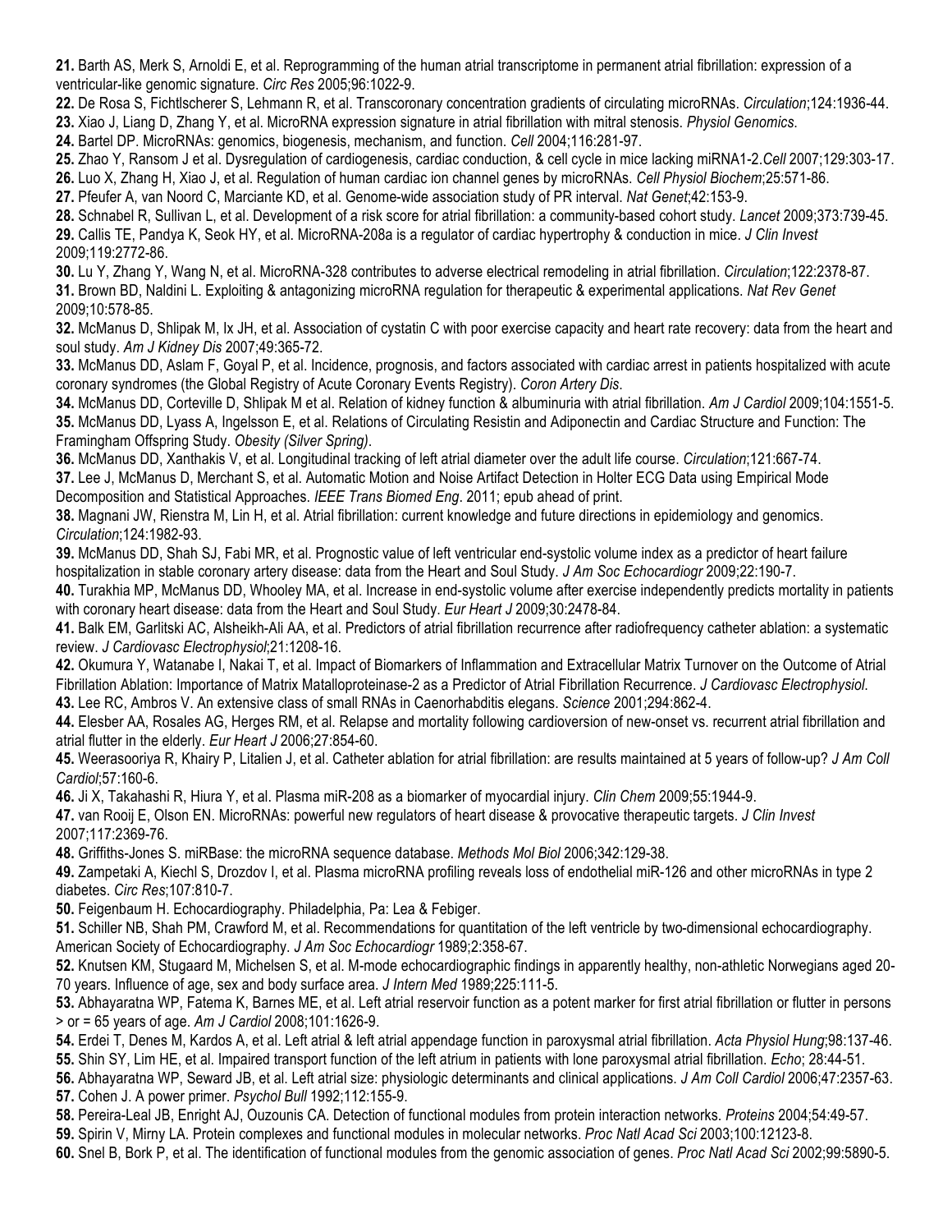**21.** Barth AS, Merk S, Arnoldi E, et al. Reprogramming of the human atrial transcriptome in permanent atrial fibrillation: expression of a ventricular-like genomic signature. *Circ Res* 2005;96:1022-9.

**22.** De Rosa S, Fichtlscherer S, Lehmann R, et al. Transcoronary concentration gradients of circulating microRNAs. *Circulation*;124:1936-44.

**23.** Xiao J, Liang D, Zhang Y, et al. MicroRNA expression signature in atrial fibrillation with mitral stenosis. *Physiol Genomics*.

**24.** Bartel DP. MicroRNAs: genomics, biogenesis, mechanism, and function. *Cell* 2004;116:281-97.

**25.** Zhao Y, Ransom J et al. Dysregulation of cardiogenesis, cardiac conduction, & cell cycle in mice lacking miRNA1-2.*Cell* 2007;129:303-17.

**26.** Luo X, Zhang H, Xiao J, et al. Regulation of human cardiac ion channel genes by microRNAs. *Cell Physiol Biochem*;25:571-86.

**27.** Pfeufer A, van Noord C, Marciante KD, et al. Genome-wide association study of PR interval. *Nat Genet*;42:153-9.

**28.** Schnabel R, Sullivan L, et al. Development of a risk score for atrial fibrillation: a community-based cohort study. *Lancet* 2009;373:739-45.

**29.** Callis TE, Pandya K, Seok HY, et al. MicroRNA-208a is a regulator of cardiac hypertrophy & conduction in mice. *J Clin Invest* 2009;119:2772-86.

**30.** Lu Y, Zhang Y, Wang N, et al. MicroRNA-328 contributes to adverse electrical remodeling in atrial fibrillation. *Circulation*;122:2378-87.

**31.** Brown BD, Naldini L. Exploiting & antagonizing microRNA regulation for therapeutic & experimental applications. *Nat Rev Genet* 2009;10:578-85.

**32.** McManus D, Shlipak M, Ix JH, et al. Association of cystatin C with poor exercise capacity and heart rate recovery: data from the heart and soul study. *Am J Kidney Dis* 2007;49:365-72.

**33.** McManus DD, Aslam F, Goyal P, et al. Incidence, prognosis, and factors associated with cardiac arrest in patients hospitalized with acute coronary syndromes (the Global Registry of Acute Coronary Events Registry). *Coron Artery Dis*.

**34.** McManus DD, Corteville D, Shlipak M et al. Relation of kidney function & albuminuria with atrial fibrillation. *Am J Cardiol* 2009;104:1551-5.

**35.** McManus DD, Lyass A, Ingelsson E, et al. Relations of Circulating Resistin and Adiponectin and Cardiac Structure and Function: The Framingham Offspring Study. *Obesity (Silver Spring)*.

**36.** McManus DD, Xanthakis V, et al. Longitudinal tracking of left atrial diameter over the adult life course. *Circulation*;121:667-74.

**37.** Lee J, McManus D, Merchant S, et al. Automatic Motion and Noise Artifact Detection in Holter ECG Data using Empirical Mode Decomposition and Statistical Approaches. *IEEE Trans Biomed Eng*. 2011; epub ahead of print.

**38.** Magnani JW, Rienstra M, Lin H, et al. Atrial fibrillation: current knowledge and future directions in epidemiology and genomics. *Circulation*;124:1982-93.

**39.** McManus DD, Shah SJ, Fabi MR, et al. Prognostic value of left ventricular end-systolic volume index as a predictor of heart failure hospitalization in stable coronary artery disease: data from the Heart and Soul Study. *J Am Soc Echocardiogr* 2009;22:190-7.

**40.** Turakhia MP, McManus DD, Whooley MA, et al. Increase in end-systolic volume after exercise independently predicts mortality in patients with coronary heart disease: data from the Heart and Soul Study. *Eur Heart J* 2009;30:2478-84.

**41.** Balk EM, Garlitski AC, Alsheikh-Ali AA, et al. Predictors of atrial fibrillation recurrence after radiofrequency catheter ablation: a systematic review. *J Cardiovasc Electrophysiol*;21:1208-16.

**42.** Okumura Y, Watanabe I, Nakai T, et al. Impact of Biomarkers of Inflammation and Extracellular Matrix Turnover on the Outcome of Atrial Fibrillation Ablation: Importance of Matrix Metalloproteinase-2 as a Predictor of Atrial Fibrillation Recurrence. *J Cardiovasc Electrophysiol*.

**43.** Lee RC, Ambros V. An extensive class of small RNAs in Caenorhabditis elegans. *Science* 2001;294:862-4.

**44.** Elesber AA, Rosales AG, Herges RM, et al. Relapse and mortality following cardioversion of new-onset vs. recurrent atrial fibrillation and atrial flutter in the elderly. *Eur Heart J* 2006;27:854-60.

**45.** Weerasooriya R, Khairy P, Litalien J, et al. Catheter ablation for atrial fibrillation: are results maintained at 5 years of follow-up? *J Am Coll Cardiol*;57:160-6.

**46.** Ji X, Takahashi R, Hiura Y, et al. Plasma miR-208 as a biomarker of myocardial injury. *Clin Chem* 2009;55:1944-9.

**47.** van Rooij E, Olson EN. MicroRNAs: powerful new regulators of heart disease & provocative therapeutic targets. *J Clin Invest* 2007;117:2369-76.

**48.** Griffiths-Jones S. miRBase: the microRNA sequence database. *Methods Mol Biol* 2006;342:129-38.

**49.** Zampetaki A, Kiechl S, Drozdov I, et al. Plasma microRNA profiling reveals loss of endothelial miR-126 and other microRNAs in type 2 diabetes. *Circ Res*;107:810-7.

**50.** Feigenbaum H. Echocardiography. Philadelphia, Pa: Lea & Febiger.

**51.** Schiller NB, Shah PM, Crawford M, et al. Recommendations for quantitation of the left ventricle by two-dimensional echocardiography. American Society of Echocardiography. *J Am Soc Echocardiogr* 1989;2:358-67.

**52.** Knutsen KM, Stugaard M, Michelsen S, et al. M-mode echocardiographic findings in apparently healthy, non-athletic Norwegians aged 20-70 years. Influence of age, sex and body surface area. *J Intern Med* 1989;225:111-5.

**53.** Abhayaratna WP, Fatema K, Barnes ME, et al. Left atrial reservoir function as a potent marker for first atrial fibrillation or flutter in persons > or = 65 years of age. *Am J Cardiol* 2008;101:1626-9.

**54.** Erdei T, Denes M, Kardos A, et al. Left atrial & left atrial appendage function in paroxysmal atrial fibrillation. *Acta Physiol Hung*;98:137-46.

**55.** Shin SY, Lim HE, et al. Impaired transport function of the left atrium in patients with lone paroxysmal atrial fibrillation. *Echo*; 28:44-51.

**56.** Abhayaratna WP, Seward JB, et al. Left atrial size: physiologic determinants and clinical applications. *J Am Coll Cardiol* 2006;47:2357-63.

**57.** Cohen J. A power primer. *Psychol Bull* 1992;112:155-9.

**58.** Pereira-Leal JB, Enright AJ, Ouzounis CA. Detection of functional modules from protein interaction networks. *Proteins* 2004;54:49-57.

**59.** Spirin V, Mirny LA. Protein complexes and functional modules in molecular networks. *Proc Natl Acad Sci* 2003;100:12123-8.

**60.** Snel B, Bork P, et al. The identification of functional modules from the genomic association of genes. *Proc Natl Acad Sci* 2002;99:5890-5.